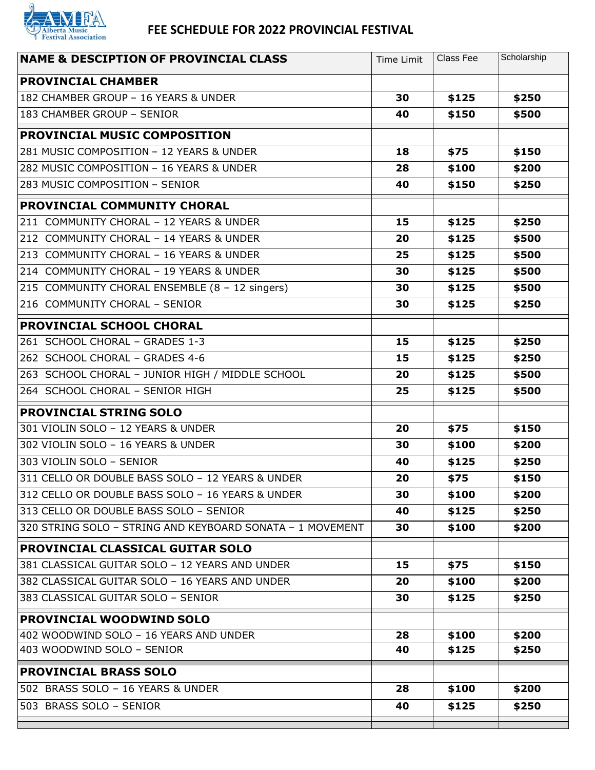# FEE SCHEDULE FOR 2022 PROVINCIAL FESTIVAL

| NAME & DESCIPTION OF PROVINCIAL CLASS | Time Limit | Class Fee | Scholarship |
|---|---|---|---|
| **PROVINCIAL CHAMBER** | | | |
| 182 CHAMBER GROUP – 16 YEARS & UNDER | **30** | **$125** | **$250** |
| 183 CHAMBER GROUP – SENIOR | **40** | **$150** | **$500** |
| **PROVINCIAL MUSIC COMPOSITION** | | | |
| 281 MUSIC COMPOSITION – 12 YEARS & UNDER | **18** | **$75** | **$150** |
| 282 MUSIC COMPOSITION – 16 YEARS & UNDER | **28** | **$100** | **$200** |
| 283 MUSIC COMPOSITION – SENIOR | **40** | **$150** | **$250** |
| **PROVINCIAL COMMUNITY CHORAL** | | | |
| 211 COMMUNITY CHORAL – 12 YEARS & UNDER | **15** | **$125** | **$250** |
| 212 COMMUNITY CHORAL – 14 YEARS & UNDER | **20** | **$125** | **$500** |
| 213 COMMUNITY CHORAL – 16 YEARS & UNDER | **25** | **$125** | **$500** |
| 214 COMMUNITY CHORAL – 19 YEARS & UNDER | **30** | **$125** | **$500** |
| 215 COMMUNITY CHORAL ENSEMBLE (8 – 12 singers) | **30** | **$125** | **$500** |
| 216 COMMUNITY CHORAL – SENIOR | **30** | **$125** | **$250** |
| **PROVINCIAL SCHOOL CHORAL** | | | |
| 261 SCHOOL CHORAL – GRADES 1-3 | **15** | **$125** | **$250** |
| 262 SCHOOL CHORAL – GRADES 4-6 | **15** | **$125** | **$250** |
| 263 SCHOOL CHORAL – JUNIOR HIGH / MIDDLE SCHOOL | **20** | **$125** | **$500** |
| 264 SCHOOL CHORAL – SENIOR HIGH | **25** | **$125** | **$500** |
| **PROVINCIAL STRING SOLO** | | | |
| 301 VIOLIN SOLO – 12 YEARS & UNDER | **20** | **$75** | **$150** |
| 302 VIOLIN SOLO – 16 YEARS & UNDER | **30** | **$100** | **$200** |
| 303 VIOLIN SOLO – SENIOR | **40** | **$125** | **$250** |
| 311 CELLO OR DOUBLE BASS SOLO – 12 YEARS & UNDER | **20** | **$75** | **$150** |
| 312 CELLO OR DOUBLE BASS SOLO – 16 YEARS & UNDER | **30** | **$100** | **$200** |
| 313 CELLO OR DOUBLE BASS SOLO – SENIOR | **40** | **$125** | **$250** |
| 320 STRING SOLO – STRING AND KEYBOARD SONATA – 1 MOVEMENT | **30** | **$100** | **$200** |
| **PROVINCIAL CLASSICAL GUITAR SOLO** | | | |
| 381 CLASSICAL GUITAR SOLO – 12 YEARS AND UNDER | **15** | **$75** | **$150** |
| 382 CLASSICAL GUITAR SOLO – 16 YEARS AND UNDER | **20** | **$100** | **$200** |
| 383 CLASSICAL GUITAR SOLO – SENIOR | **30** | **$125** | **$250** |
| **PROVINCIAL WOODWIND SOLO** | | | |
| 402 WOODWIND SOLO – 16 YEARS AND UNDER | **28** | **$100** | **$200** |
| 403 WOODWIND SOLO – SENIOR | **40** | **$125** | **$250** |
| **PROVINCIAL BRASS SOLO** | | | |
| 502 BRASS SOLO – 16 YEARS & UNDER | **28** | **$100** | **$200** |
| 503 BRASS SOLO – SENIOR | **40** | **$125** | **$250** |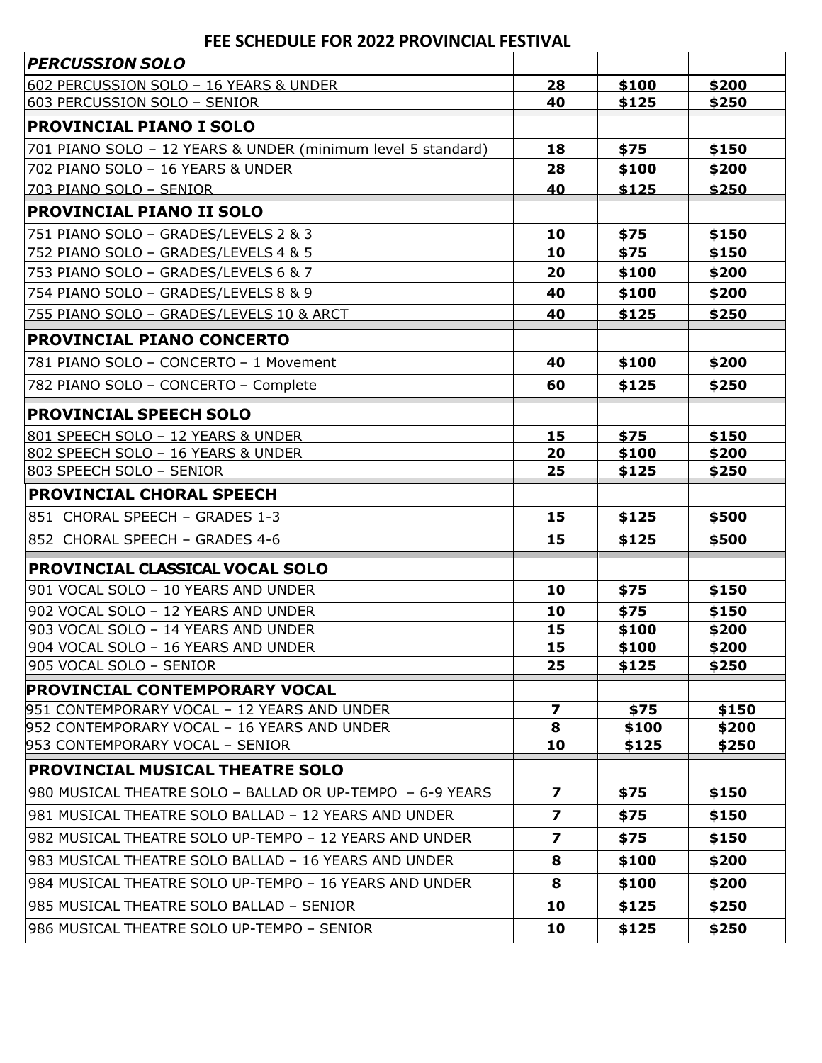## FEE SCHEDULE FOR 2022 PROVINCIAL FESTIVAL

| | | | |
|---|---|---|---|
| ***PERCUSSION SOLO*** | | | |
| 602 PERCUSSION SOLO – 16 YEARS & UNDER | **28** | **$100** | **$200** |
| 603 PERCUSSION SOLO – SENIOR | **40** | **$125** | **$250** |
| **PROVINCIAL PIANO I SOLO** | | | |
| 701 PIANO SOLO – 12 YEARS & UNDER (minimum level 5 standard) | **18** | **$75** | **$150** |
| 702 PIANO SOLO – 16 YEARS & UNDER | **28** | **$100** | **$200** |
| 703 PIANO SOLO – SENIOR | **40** | **$125** | **$250** |
| **PROVINCIAL PIANO II SOLO** | | | |
| 751 PIANO SOLO – GRADES/LEVELS 2 & 3 | **10** | **$75** | **$150** |
| 752 PIANO SOLO – GRADES/LEVELS 4 & 5 | **10** | **$75** | **$150** |
| 753 PIANO SOLO – GRADES/LEVELS 6 & 7 | **20** | **$100** | **$200** |
| 754 PIANO SOLO – GRADES/LEVELS 8 & 9 | **40** | **$100** | **$200** |
| 755 PIANO SOLO – GRADES/LEVELS 10 & ARCT | **40** | **$125** | **$250** |
| **PROVINCIAL PIANO CONCERTO** | | | |
| 781 PIANO SOLO – CONCERTO – 1 Movement | **40** | **$100** | **$200** |
| 782 PIANO SOLO – CONCERTO – Complete | **60** | **$125** | **$250** |
| **PROVINCIAL SPEECH SOLO** | | | |
| 801 SPEECH SOLO – 12 YEARS & UNDER | **15** | **$75** | **$150** |
| 802 SPEECH SOLO – 16 YEARS & UNDER | **20** | **$100** | **$200** |
| 803 SPEECH SOLO – SENIOR | **25** | **$125** | **$250** |
| **PROVINCIAL CHORAL SPEECH** | | | |
| 851 CHORAL SPEECH – GRADES 1-3 | **15** | **$125** | **$500** |
| 852 CHORAL SPEECH – GRADES 4-6 | **15** | **$125** | **$500** |
| **PROVINCIAL CLASSICAL VOCAL SOLO** | | | |
| 901 VOCAL SOLO – 10 YEARS AND UNDER | **10** | **$75** | **$150** |
| 902 VOCAL SOLO – 12 YEARS AND UNDER | **10** | **$75** | **$150** |
| 903 VOCAL SOLO – 14 YEARS AND UNDER | **15** | **$100** | **$200** |
| 904 VOCAL SOLO – 16 YEARS AND UNDER | **15** | **$100** | **$200** |
| 905 VOCAL SOLO – SENIOR | **25** | **$125** | **$250** |
| **PROVINCIAL CONTEMPORARY VOCAL** | | | |
| 951 CONTEMPORARY VOCAL – 12 YEARS AND UNDER | **7** | **$75** | **$150** |
| 952 CONTEMPORARY VOCAL – 16 YEARS AND UNDER | **8** | **$100** | **$200** |
| 953 CONTEMPORARY VOCAL – SENIOR | **10** | **$125** | **$250** |
| **PROVINCIAL MUSICAL THEATRE SOLO** | | | |
| 980 MUSICAL THEATRE SOLO – BALLAD OR UP-TEMPO – 6-9 YEARS | **7** | **$75** | **$150** |
| 981 MUSICAL THEATRE SOLO BALLAD – 12 YEARS AND UNDER | **7** | **$75** | **$150** |
| 982 MUSICAL THEATRE SOLO UP-TEMPO – 12 YEARS AND UNDER | **7** | **$75** | **$150** |
| 983 MUSICAL THEATRE SOLO BALLAD – 16 YEARS AND UNDER | **8** | **$100** | **$200** |
| 984 MUSICAL THEATRE SOLO UP-TEMPO – 16 YEARS AND UNDER | **8** | **$100** | **$200** |
| 985 MUSICAL THEATRE SOLO BALLAD – SENIOR | **10** | **$125** | **$250** |
| 986 MUSICAL THEATRE SOLO UP-TEMPO – SENIOR | **10** | **$125** | **$250** |